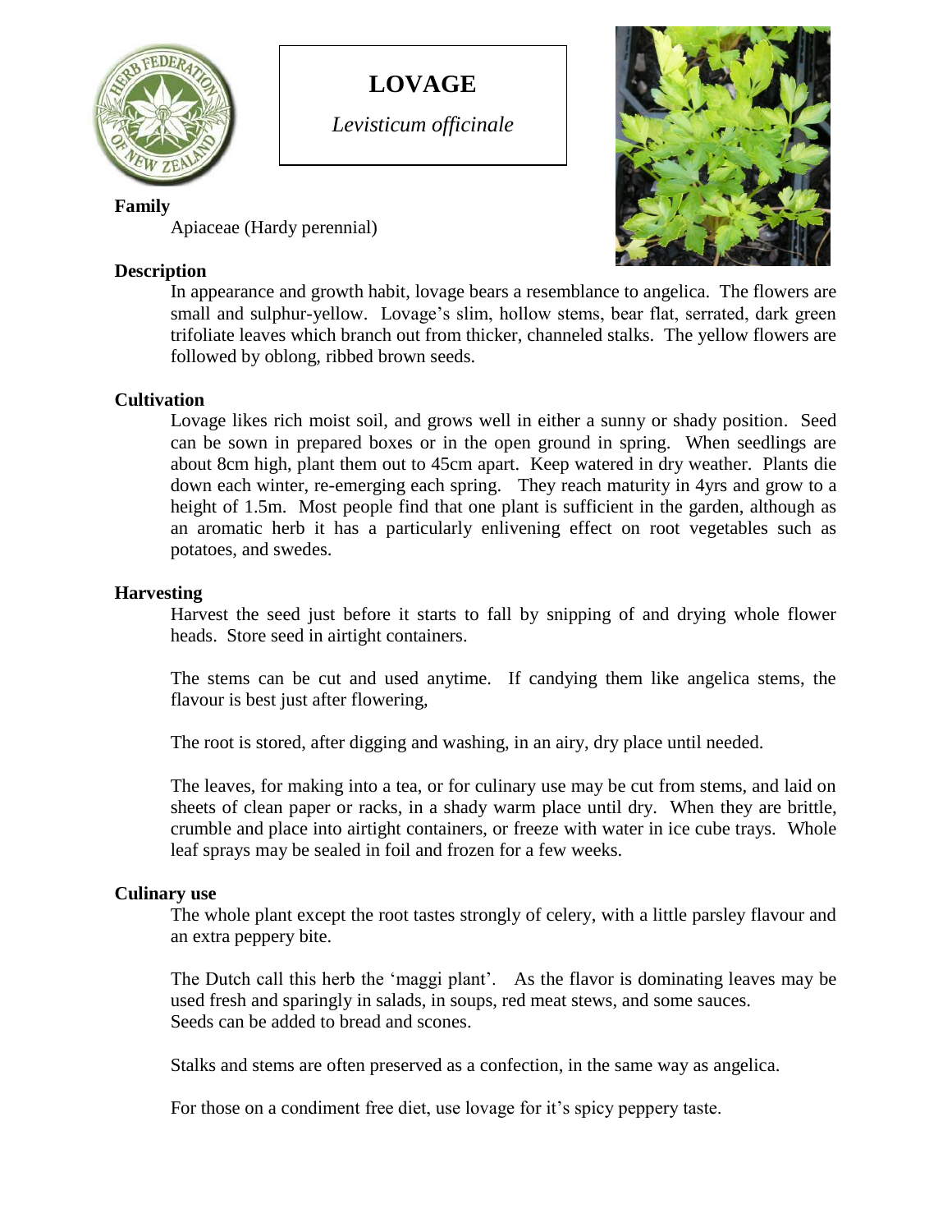# LOVAGE

*Levisticum officinale*

**Family**

Apiaceae (Hardy perennial)

**Description**

In appearance and growth habit, lovage bears a resemblance to angelica. The flowers are small and sulphur-yellow. Lovage's slim, hollow stems, bear flat, serrated, dark green trifoliate leaves which branch out from thicker, channeled stalks. The yellow flowers are followed by oblong, ribbed brown seeds.

**Cultivation**

Lovage likes rich moist soil, and grows well in either a sunny or shady position. Seed can be sown in prepared boxes or in the open ground in spring. When seedlings are about 8cm high, plant them out to 45cm apart. Keep watered in dry weather. Plants die down each winter, re-emerging each spring. They reach maturity in 4yrs and grow to a height of 1.5m. Most people find that one plant is sufficient in the garden, although as an aromatic herb it has a particularly enlivening effect on root vegetables such as potatoes, and swedes.

**Harvesting**

Harvest the seed just before it starts to fall by snipping of and drying whole flower heads. Store seed in airtight containers.

The stems can be cut and used anytime. If candying them like angelica stems, the flavour is best just after flowering,

The root is stored, after digging and washing, in an airy, dry place until needed.

The leaves, for making into a tea, or for culinary use may be cut from stems, and laid on sheets of clean paper or racks, in a shady warm place until dry. When they are brittle, crumble and place into airtight containers, or freeze with water in ice cube trays. Whole leaf sprays may be sealed in foil and frozen for a few weeks.

**Culinary use**

The whole plant except the root tastes strongly of celery, with a little parsley flavour and an extra peppery bite.

The Dutch call this herb the 'maggi plant'. As the flavor is dominating leaves may be used fresh and sparingly in salads, in soups, red meat stews, and some sauces.
Seeds can be added to bread and scones.

Stalks and stems are often preserved as a confection, in the same way as angelica.

For those on a condiment free diet, use lovage for it's spicy peppery taste.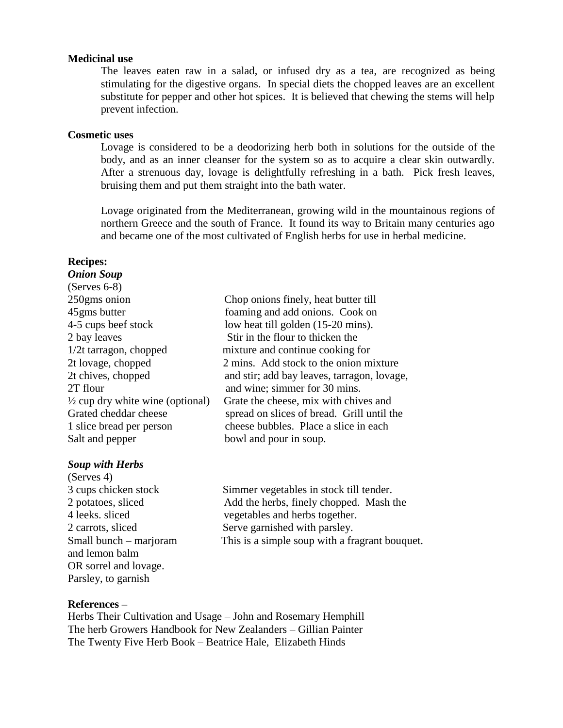**Medicinal use**

The leaves eaten raw in a salad, or infused dry as a tea, are recognized as being stimulating for the digestive organs. In special diets the chopped leaves are an excellent substitute for pepper and other hot spices. It is believed that chewing the stems will help prevent infection.

**Cosmetic uses**

Lovage is considered to be a deodorizing herb both in solutions for the outside of the body, and as an inner cleanser for the system so as to acquire a clear skin outwardly. After a strenuous day, lovage is delightfully refreshing in a bath. Pick fresh leaves, bruising them and put them straight into the bath water.

Lovage originated from the Mediterranean, growing wild in the mountainous regions of northern Greece and the south of France. It found its way to Britain many centuries ago and became one of the most cultivated of English herbs for use in herbal medicine.

**Recipes:**

***Onion Soup***

(Serves 6-8)

250gms onion
45gms butter
4-5 cups beef stock
2 bay leaves
1/2t tarragon, chopped
2t lovage, chopped
2t chives, chopped
2T flour
½ cup dry white wine (optional)
Grated cheddar cheese
1 slice bread per person
Salt and pepper

Chop onions finely, heat butter till foaming and add onions. Cook on low heat till golden (15-20 mins). Stir in the flour to thicken the mixture and continue cooking for 2 mins. Add stock to the onion mixture and stir; add bay leaves, tarragon, lovage, and wine; simmer for 30 mins. Grate the cheese, mix with chives and spread on slices of bread. Grill until the cheese bubbles. Place a slice in each bowl and pour in soup.

***Soup with Herbs***

(Serves 4)

3 cups chicken stock
2 potatoes, sliced
4 leeks. sliced
2 carrots, sliced
Small bunch – marjoram and lemon balm OR sorrel and lovage.
Parsley, to garnish

Simmer vegetables in stock till tender. Add the herbs, finely chopped. Mash the vegetables and herbs together. Serve garnished with parsley. This is a simple soup with a fragrant bouquet.

**References –**

Herbs Their Cultivation and Usage – John and Rosemary Hemphill
The herb Growers Handbook for New Zealanders – Gillian Painter
The Twenty Five Herb Book – Beatrice Hale, Elizabeth Hinds